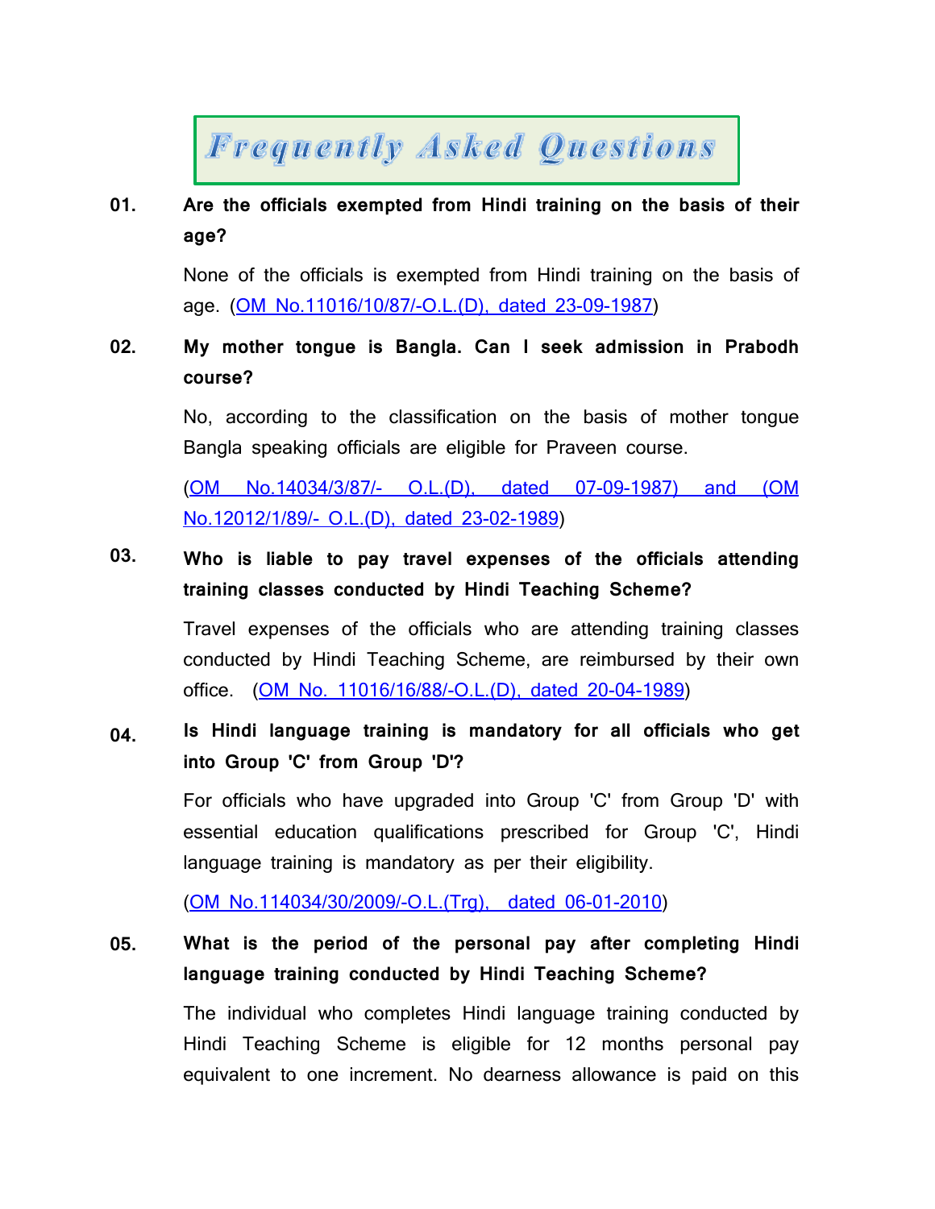# Frequently Asked Questions

**01. Are the officials exempted from Hindi training on the basis of their age?**

None of the officials is exempted from Hindi training on the basis of age. (OM No.11016/10/87/-O.L.(D), dated 23-09-1987)

**02. My mother tongue is Bangla. Can I seek admission in Prabodh course?**

No, according to the classification on the basis of mother tongue Bangla speaking officials are eligible for Praveen course.

(OM No.14034/3/87/- O.L.(D), dated 07-09-1987) and (OM No.12012/1/89/- O.L.(D), dated 23-02-1989)

**03. Who is liable to pay travel expenses of the officials attending training classes conducted by Hindi Teaching Scheme?**

Travel expenses of the officials who are attending training classes conducted by Hindi Teaching Scheme, are reimbursed by their own office. (OM No. 11016/16/88/-O.L.(D), dated 20-04-1989)

**04. Is Hindi language training is mandatory for all officials who get into Group 'C' from Group 'D'?**

For officials who have upgraded into Group 'C' from Group 'D' with essential education qualifications prescribed for Group 'C', Hindi language training is mandatory as per their eligibility.

(OM No.114034/30/2009/-O.L.(Trg), dated 06-01-2010)

**05. What is the period of the personal pay after completing Hindi language training conducted by Hindi Teaching Scheme?**

The individual who completes Hindi language training conducted by Hindi Teaching Scheme is eligible for 12 months personal pay equivalent to one increment. No dearness allowance is paid on this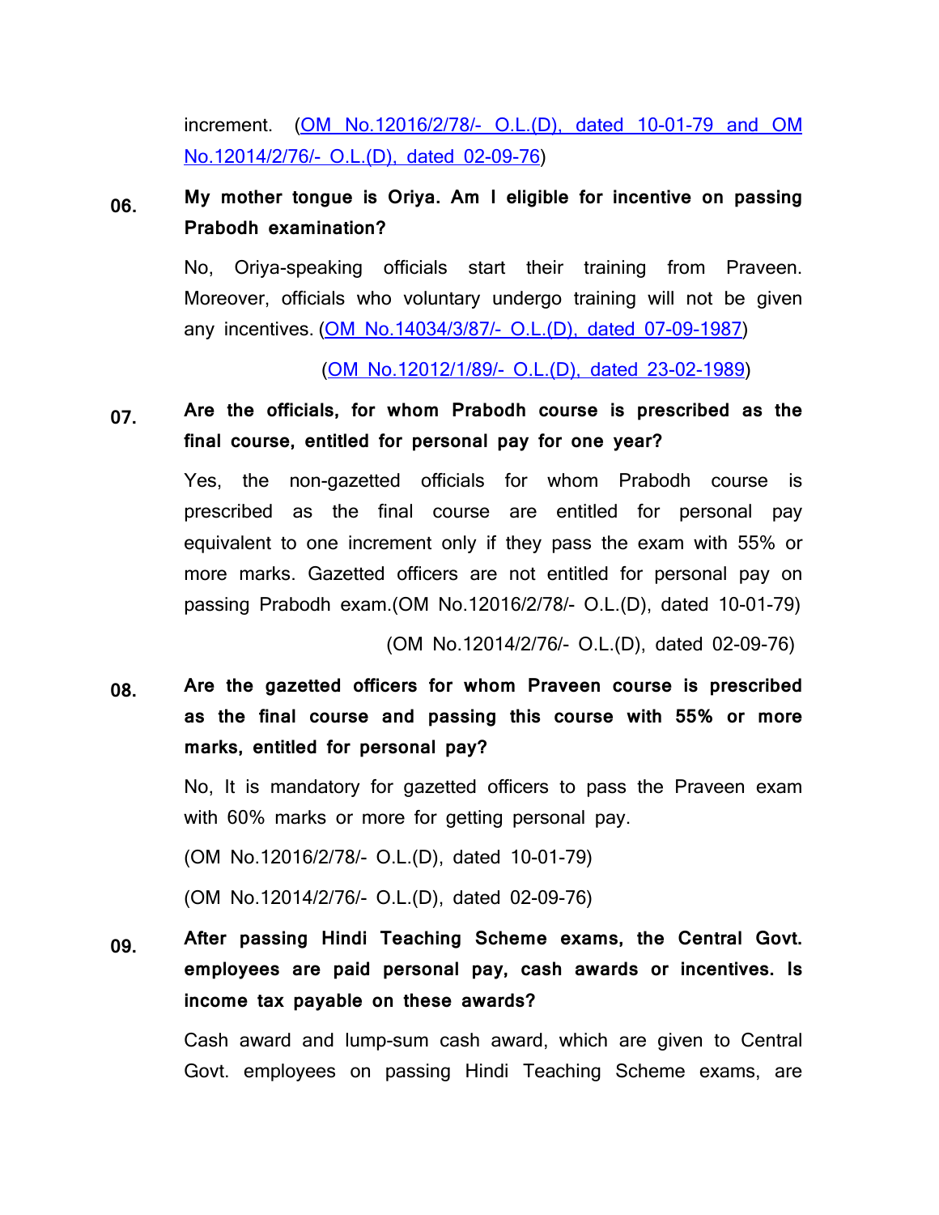increment. (OM No.12016/2/78/- O.L.(D), dated 10-01-79 and OM No.12014/2/76/- O.L.(D), dated 02-09-76)

**06. My mother tongue is Oriya. Am I eligible for incentive on passing Prabodh examination?**

No, Oriya-speaking officials start their training from Praveen. Moreover, officials who voluntary undergo training will not be given any incentives. (OM No.14034/3/87/- O.L.(D), dated 07-09-1987)

(OM No.12012/1/89/- O.L.(D), dated 23-02-1989)

**07. Are the officials, for whom Prabodh course is prescribed as the final course, entitled for personal pay for one year?**

Yes, the non-gazetted officials for whom Prabodh course is prescribed as the final course are entitled for personal pay equivalent to one increment only if they pass the exam with 55% or more marks. Gazetted officers are not entitled for personal pay on passing Prabodh exam.(OM No.12016/2/78/- O.L.(D), dated 10-01-79)

(OM No.12014/2/76/- O.L.(D), dated 02-09-76)

**08. Are the gazetted officers for whom Praveen course is prescribed as the final course and passing this course with 55% or more marks, entitled for personal pay?**

No, It is mandatory for gazetted officers to pass the Praveen exam with 60% marks or more for getting personal pay.

(OM No.12016/2/78/- O.L.(D), dated 10-01-79)

(OM No.12014/2/76/- O.L.(D), dated 02-09-76)

**09. After passing Hindi Teaching Scheme exams, the Central Govt. employees are paid personal pay, cash awards or incentives. Is income tax payable on these awards?**

Cash award and lump-sum cash award, which are given to Central Govt. employees on passing Hindi Teaching Scheme exams, are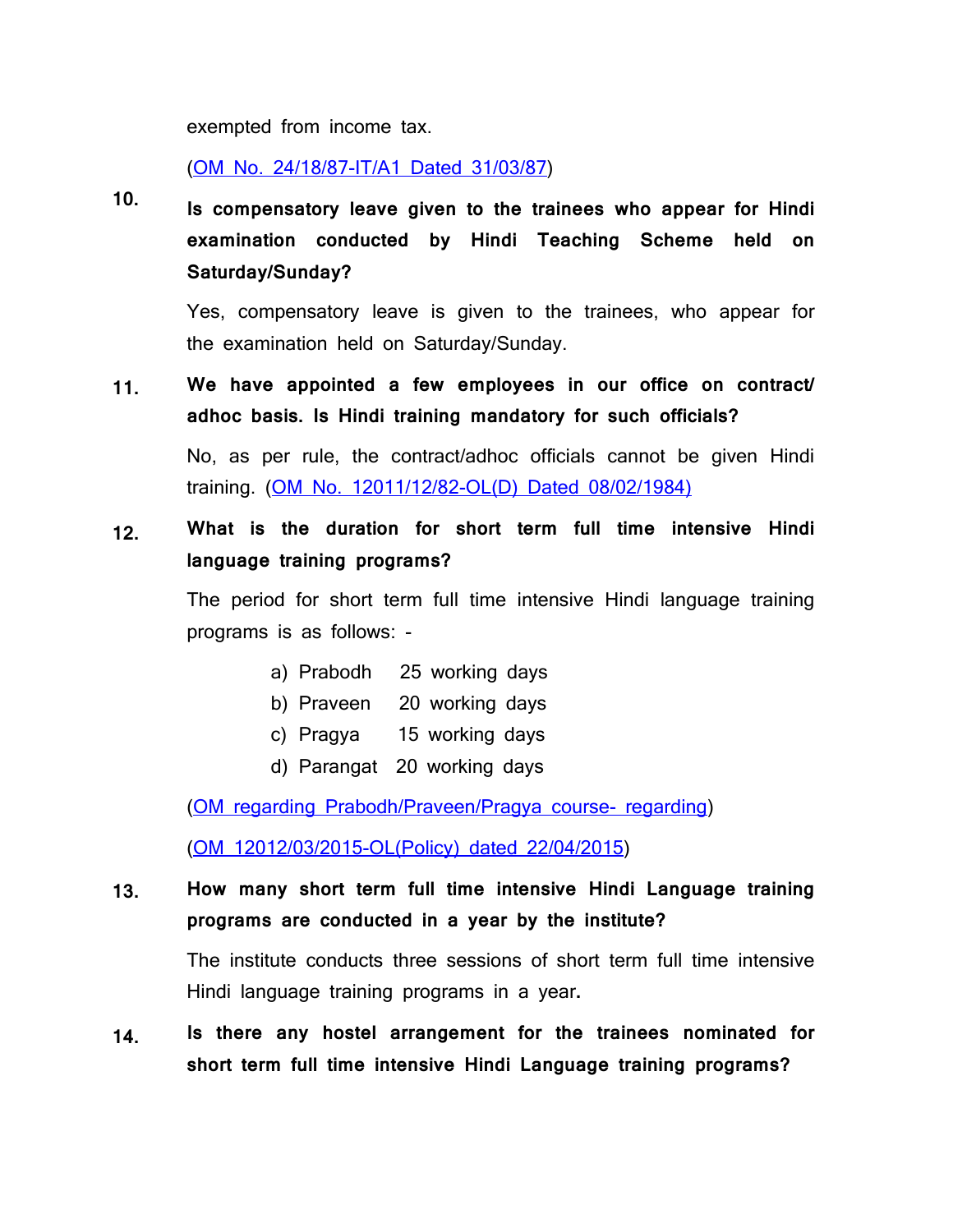exempted from income tax.

(OM No. 24/18/87-IT/A1 Dated 31/03/87)

**10. Is compensatory leave given to the trainees who appear for Hindi examination conducted by Hindi Teaching Scheme held on Saturday/Sunday?**

Yes, compensatory leave is given to the trainees, who appear for the examination held on Saturday/Sunday.

**11. We have appointed a few employees in our office on contract/ adhoc basis. Is Hindi training mandatory for such officials?**

No, as per rule, the contract/adhoc officials cannot be given Hindi training. (OM No. 12011/12/82-OL(D) Dated 08/02/1984)

**12. What is the duration for short term full time intensive Hindi language training programs?**

The period for short term full time intensive Hindi language training programs is as follows: -

a) Prabodh 25 working days
b) Praveen 20 working days
c) Pragya 15 working days
d) Parangat 20 working days

(OM regarding Prabodh/Praveen/Pragya course- regarding)

(OM 12012/03/2015-OL(Policy) dated 22/04/2015)

**13. How many short term full time intensive Hindi Language training programs are conducted in a year by the institute?**

The institute conducts three sessions of short term full time intensive Hindi language training programs in a year**.**

**14. Is there any hostel arrangement for the trainees nominated for short term full time intensive Hindi Language training programs?**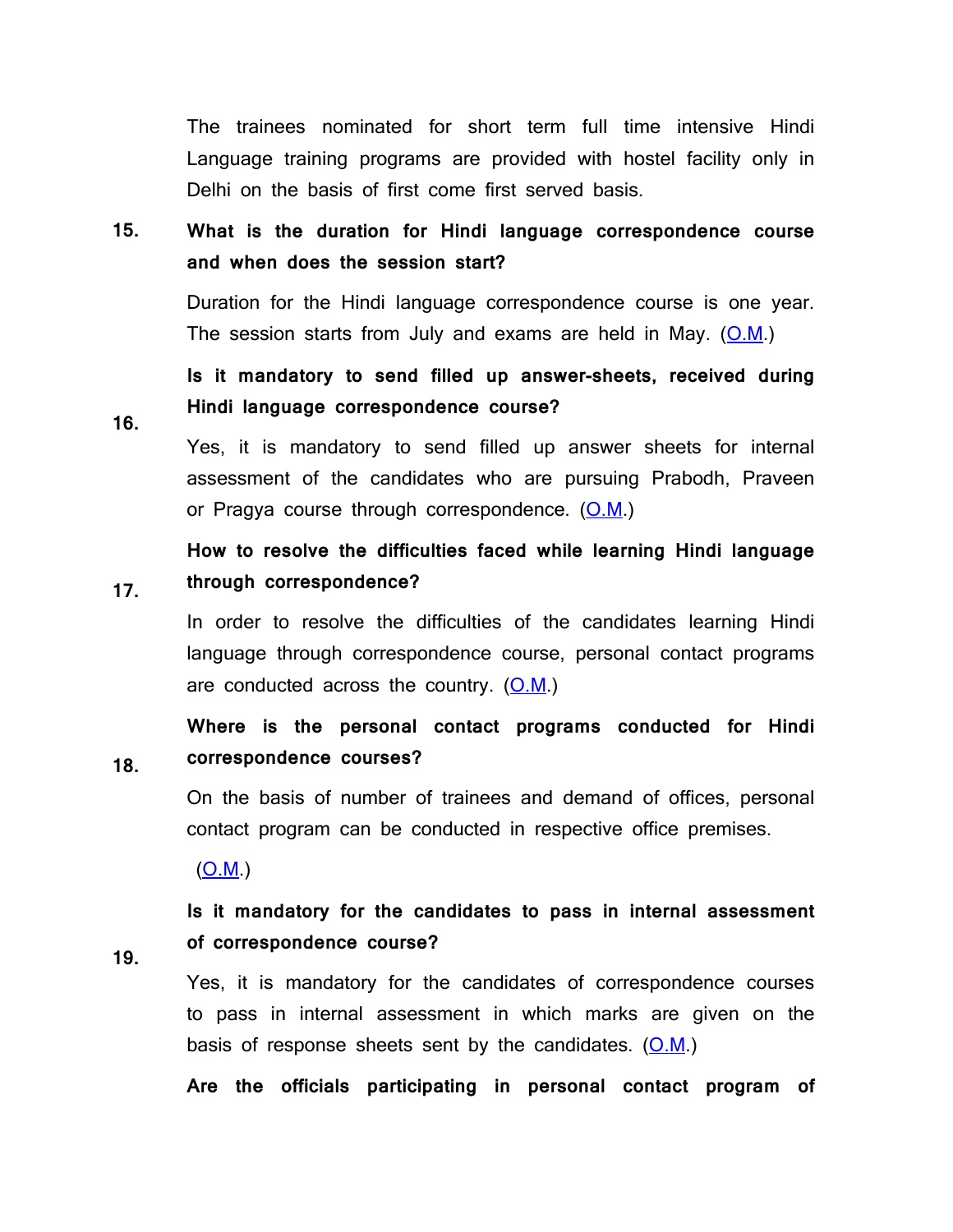The trainees nominated for short term full time intensive Hindi Language training programs are provided with hostel facility only in Delhi on the basis of first come first served basis.

**15. What is the duration for Hindi language correspondence course and when does the session start?**

Duration for the Hindi language correspondence course is one year. The session starts from July and exams are held in May. (O.M.)

**16. Is it mandatory to send filled up answer-sheets, received during Hindi language correspondence course?**

Yes, it is mandatory to send filled up answer sheets for internal assessment of the candidates who are pursuing Prabodh, Praveen or Pragya course through correspondence. (O.M.)

**17. How to resolve the difficulties faced while learning Hindi language through correspondence?**

In order to resolve the difficulties of the candidates learning Hindi language through correspondence course, personal contact programs are conducted across the country. (O.M.)

**18. Where is the personal contact programs conducted for Hindi correspondence courses?**

On the basis of number of trainees and demand of offices, personal contact program can be conducted in respective office premises.

(O.M.)

**19. Is it mandatory for the candidates to pass in internal assessment of correspondence course?**

Yes, it is mandatory for the candidates of correspondence courses to pass in internal assessment in which marks are given on the basis of response sheets sent by the candidates. (O.M.)

**Are the officials participating in personal contact program of**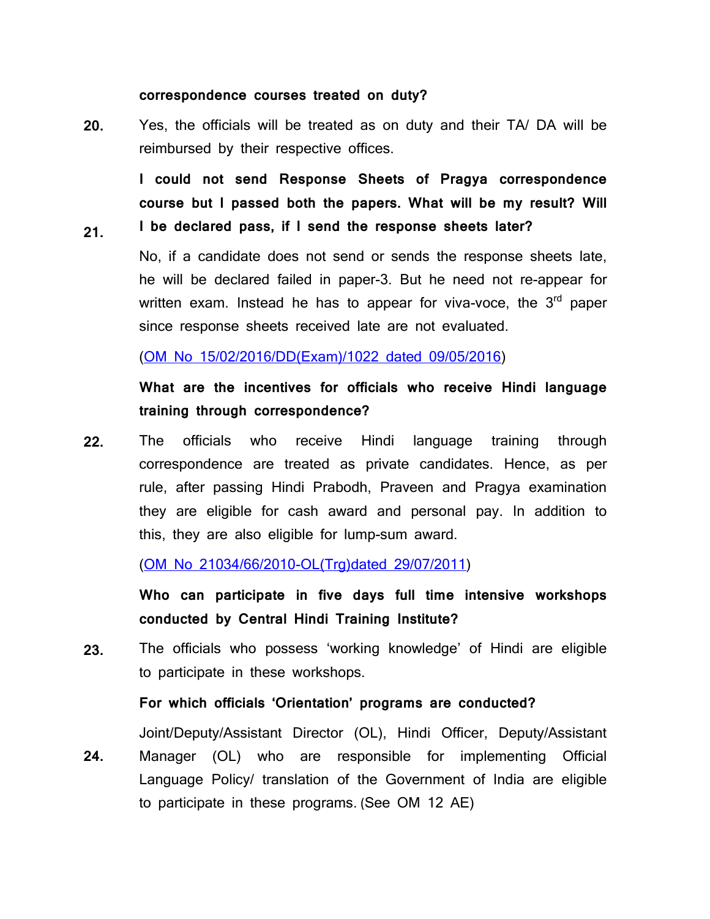**correspondence courses treated on duty?**

**20.** Yes, the officials will be treated as on duty and their TA/ DA will be reimbursed by their respective offices.

**21.** **I could not send Response Sheets of Pragya correspondence course but I passed both the papers. What will be my result? Will I be declared pass, if I send the response sheets later?**

No, if a candidate does not send or sends the response sheets late, he will be declared failed in paper-3. But he need not re-appear for written exam. Instead he has to appear for viva-voce, the 3rd paper since response sheets received late are not evaluated.

(OM No 15/02/2016/DD(Exam)/1022 dated 09/05/2016)

**22.** **What are the incentives for officials who receive Hindi language training through correspondence?**

The officials who receive Hindi language training through correspondence are treated as private candidates. Hence, as per rule, after passing Hindi Prabodh, Praveen and Pragya examination they are eligible for cash award and personal pay. In addition to this, they are also eligible for lump-sum award.

(OM No 21034/66/2010-OL(Trg)dated 29/07/2011)

**23.** **Who can participate in five days full time intensive workshops conducted by Central Hindi Training Institute?**

The officials who possess 'working knowledge' of Hindi are eligible to participate in these workshops.

**24.** **For which officials 'Orientation' programs are conducted?**

Joint/Deputy/Assistant Director (OL), Hindi Officer, Deputy/Assistant Manager (OL) who are responsible for implementing Official Language Policy/ translation of the Government of India are eligible to participate in these programs. (See OM 12 AE)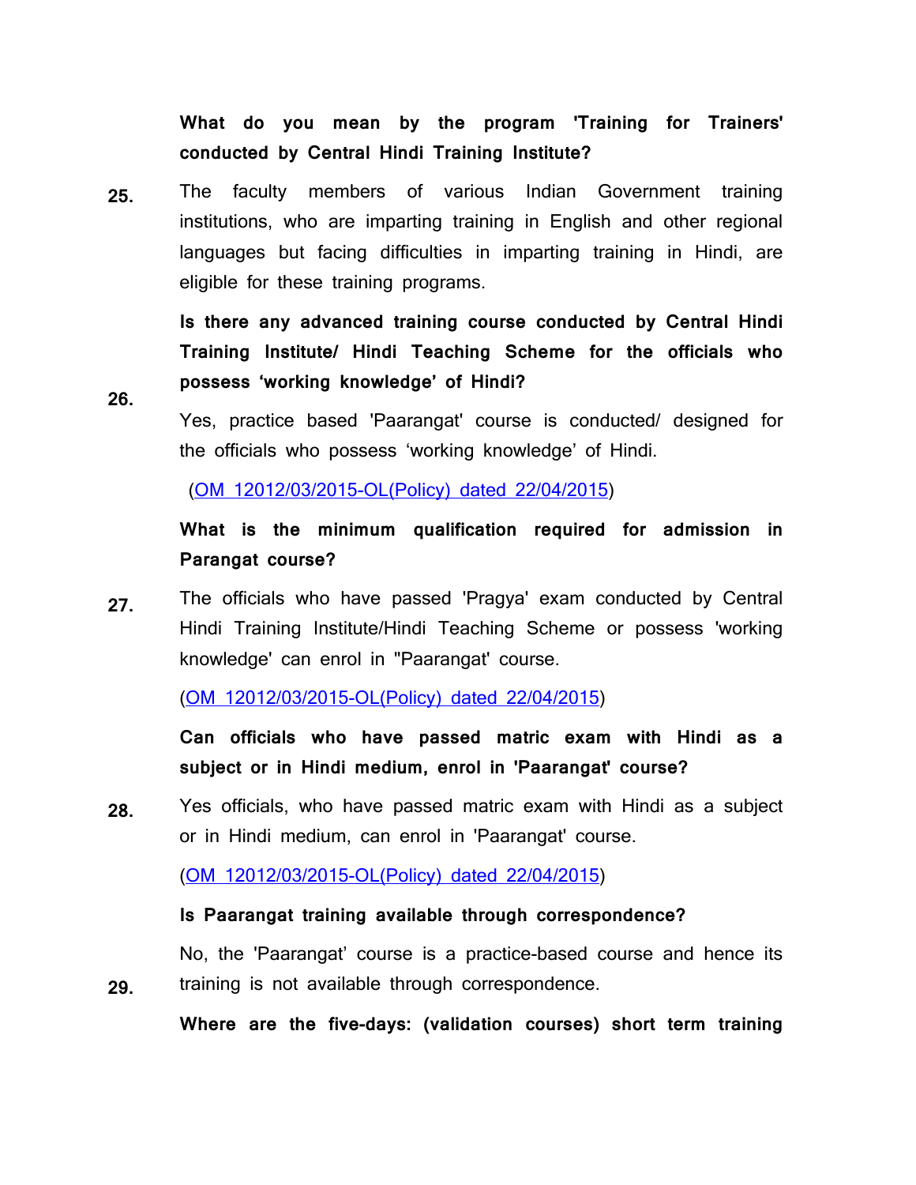**What do you mean by the program 'Training for Trainers' conducted by Central Hindi Training Institute?**

**25.** The faculty members of various Indian Government training institutions, who are imparting training in English and other regional languages but facing difficulties in imparting training in Hindi, are eligible for these training programs.

**26.** **Is there any advanced training course conducted by Central Hindi Training Institute/ Hindi Teaching Scheme for the officials who possess 'working knowledge' of Hindi?**

Yes, practice based 'Paarangat' course is conducted/ designed for the officials who possess 'working knowledge' of Hindi.

(OM 12012/03/2015-OL(Policy) dated 22/04/2015)

**What is the minimum qualification required for admission in Parangat course?**

**27.** The officials who have passed 'Pragya' exam conducted by Central Hindi Training Institute/Hindi Teaching Scheme or possess 'working knowledge' can enrol in "Paarangat' course.

(OM 12012/03/2015-OL(Policy) dated 22/04/2015)

**Can officials who have passed matric exam with Hindi as a subject or in Hindi medium, enrol in 'Paarangat' course?**

**28.** Yes officials, who have passed matric exam with Hindi as a subject or in Hindi medium, can enrol in 'Paarangat' course.

(OM 12012/03/2015-OL(Policy) dated 22/04/2015)

**Is Paarangat training available through correspondence?**

**29.** No, the 'Paarangat' course is a practice-based course and hence its training is not available through correspondence.

**Where are the five-days: (validation courses) short term training**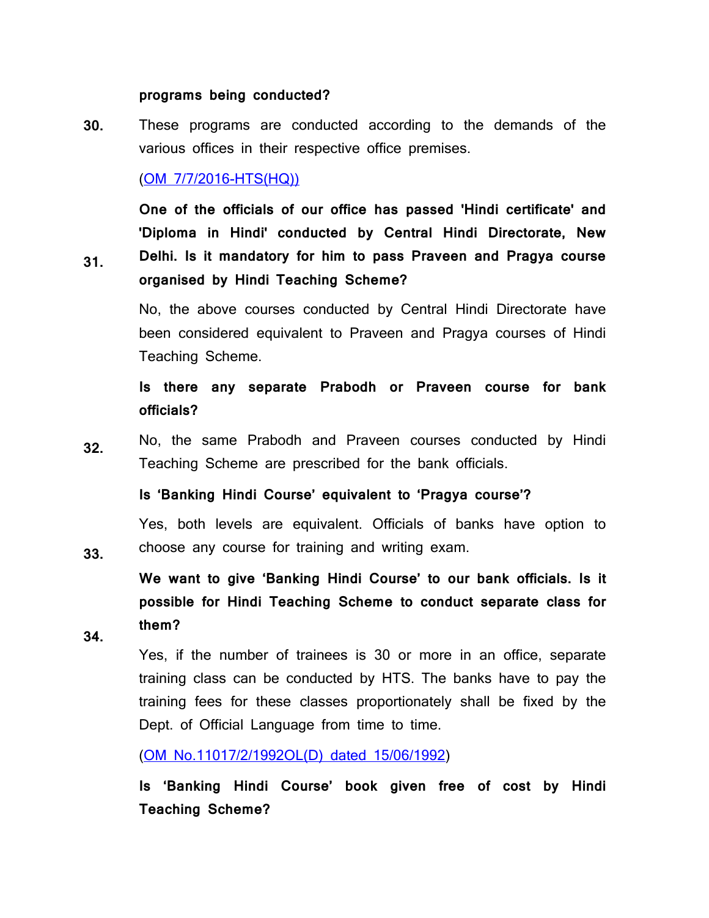**programs being conducted?**

**30.** These programs are conducted according to the demands of the various offices in their respective office premises.

(OM 7/7/2016-HTS(HQ))

**31.** **One of the officials of our office has passed 'Hindi certificate' and 'Diploma in Hindi' conducted by Central Hindi Directorate, New Delhi. Is it mandatory for him to pass Praveen and Pragya course organised by Hindi Teaching Scheme?**

No, the above courses conducted by Central Hindi Directorate have been considered equivalent to Praveen and Pragya courses of Hindi Teaching Scheme.

**32.** **Is there any separate Prabodh or Praveen course for bank officials?**

No, the same Prabodh and Praveen courses conducted by Hindi Teaching Scheme are prescribed for the bank officials.

**33.** **Is 'Banking Hindi Course' equivalent to 'Pragya course'?**

Yes, both levels are equivalent. Officials of banks have option to choose any course for training and writing exam.

**34.** **We want to give 'Banking Hindi Course' to our bank officials. Is it possible for Hindi Teaching Scheme to conduct separate class for them?**

Yes, if the number of trainees is 30 or more in an office, separate training class can be conducted by HTS. The banks have to pay the training fees for these classes proportionately shall be fixed by the Dept. of Official Language from time to time.

(OM No.11017/2/1992OL(D) dated 15/06/1992)

**Is 'Banking Hindi Course' book given free of cost by Hindi Teaching Scheme?**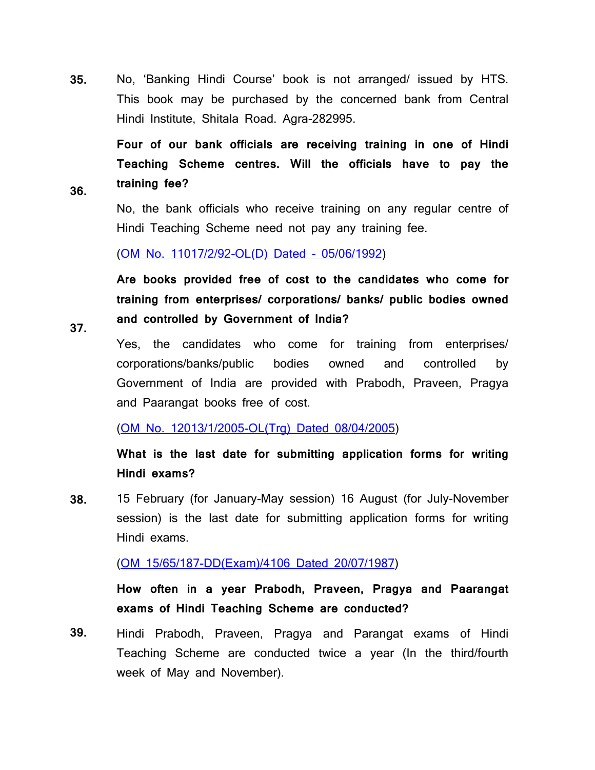**35.** No, 'Banking Hindi Course' book is not arranged/ issued by HTS. This book may be purchased by the concerned bank from Central Hindi Institute, Shitala Road. Agra-282995.

**36.** **Four of our bank officials are receiving training in one of Hindi Teaching Scheme centres. Will the officials have to pay the training fee?**

No, the bank officials who receive training on any regular centre of Hindi Teaching Scheme need not pay any training fee.

(OM No. 11017/2/92-OL(D) Dated - 05/06/1992)

**37.** **Are books provided free of cost to the candidates who come for training from enterprises/ corporations/ banks/ public bodies owned and controlled by Government of India?**

Yes, the candidates who come for training from enterprises/ corporations/banks/public bodies owned and controlled by Government of India are provided with Prabodh, Praveen, Pragya and Paarangat books free of cost.

(OM No. 12013/1/2005-OL(Trg) Dated 08/04/2005)

**38.** **What is the last date for submitting application forms for writing Hindi exams?**

15 February (for January-May session) 16 August (for July-November session) is the last date for submitting application forms for writing Hindi exams.

(OM 15/65/187-DD(Exam)/4106 Dated 20/07/1987)

**39.** **How often in a year Prabodh, Praveen, Pragya and Paarangat exams of Hindi Teaching Scheme are conducted?**

Hindi Prabodh, Praveen, Pragya and Parangat exams of Hindi Teaching Scheme are conducted twice a year (In the third/fourth week of May and November).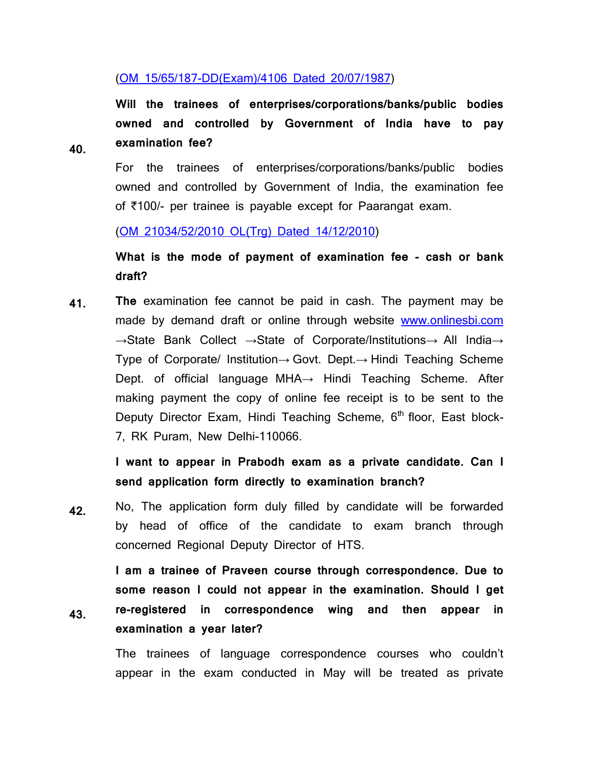([OM 15/65/187-DD(Exam)/4106 Dated 20/07/1987](OM 15/65/187-DD(Exam)/4106 Dated 20/07/1987))

**40.** **Will the trainees of enterprises/corporations/banks/public bodies owned and controlled by Government of India have to pay examination fee?**

For the trainees of enterprises/corporations/banks/public bodies owned and controlled by Government of India, the examination fee of ₹100/- per trainee is payable except for Paarangat exam.

([OM 21034/52/2010 OL(Trg) Dated 14/12/2010](OM 21034/52/2010 OL(Trg) Dated 14/12/2010))

**41.** **What is the mode of payment of examination fee - cash or bank draft?**

**The** examination fee cannot be paid in cash. The payment may be made by demand draft or online through website [www.onlinesbi.com](www.onlinesbi.com) →State Bank Collect →State of Corporate/Institutions→ All India→ Type of Corporate/ Institution→ Govt. Dept.→ Hindi Teaching Scheme Dept. of official language MHA→ Hindi Teaching Scheme. After making payment the copy of online fee receipt is to be sent to the Deputy Director Exam, Hindi Teaching Scheme, 6th floor, East block-7, RK Puram, New Delhi-110066.

**42.** **I want to appear in Prabodh exam as a private candidate. Can I send application form directly to examination branch?**

No, The application form duly filled by candidate will be forwarded by head of office of the candidate to exam branch through concerned Regional Deputy Director of HTS.

**43.** **I am a trainee of Praveen course through correspondence. Due to some reason I could not appear in the examination. Should I get re-registered in correspondence wing and then appear in examination a year later?**

The trainees of language correspondence courses who couldn't appear in the exam conducted in May will be treated as private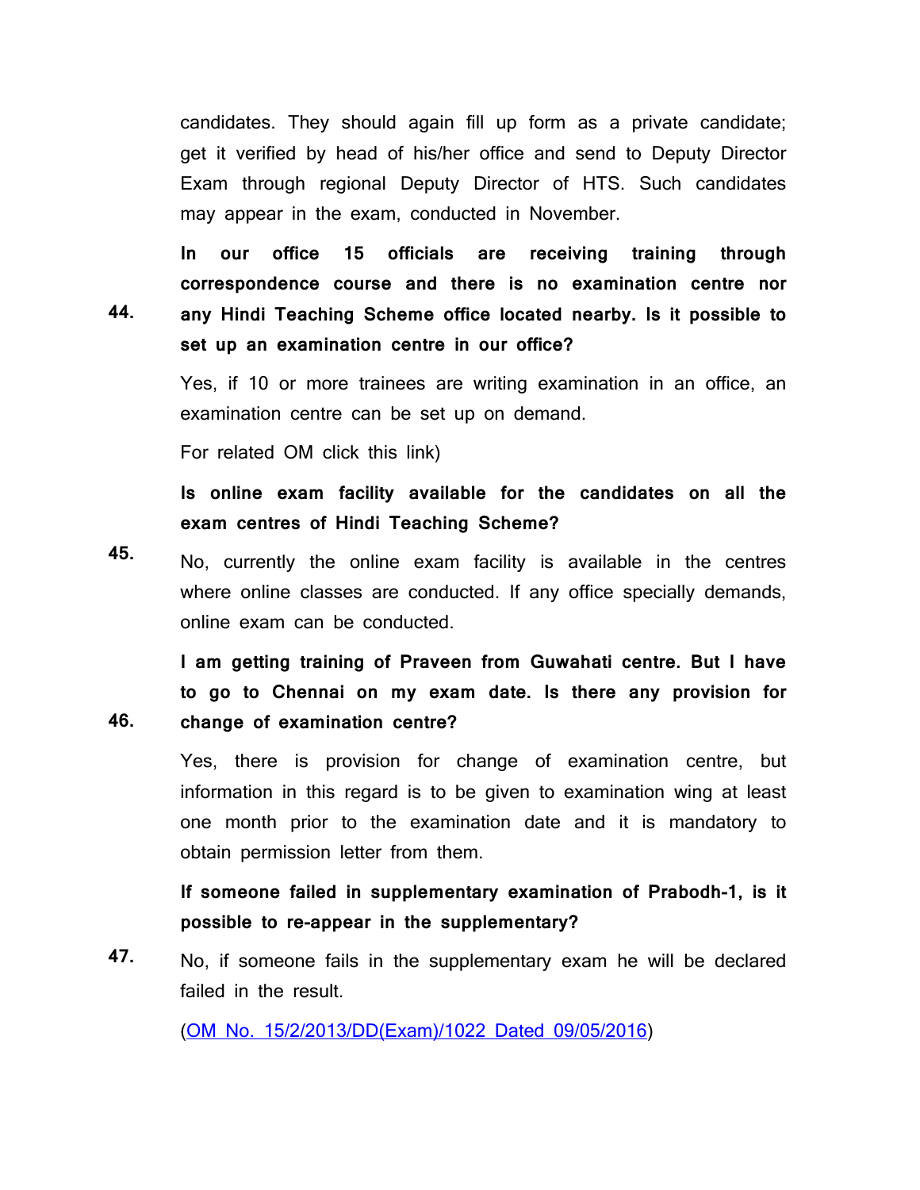candidates. They should again fill up form as a private candidate; get it verified by head of his/her office and send to Deputy Director Exam through regional Deputy Director of HTS. Such candidates may appear in the exam, conducted in November.

**44. In our office 15 officials are receiving training through correspondence course and there is no examination centre nor any Hindi Teaching Scheme office located nearby. Is it possible to set up an examination centre in our office?**

Yes, if 10 or more trainees are writing examination in an office, an examination centre can be set up on demand.

For related OM click this link)

**45. Is online exam facility available for the candidates on all the exam centres of Hindi Teaching Scheme?**

No, currently the online exam facility is available in the centres where online classes are conducted. If any office specially demands, online exam can be conducted.

**46. I am getting training of Praveen from Guwahati centre. But I have to go to Chennai on my exam date. Is there any provision for change of examination centre?**

Yes, there is provision for change of examination centre, but information in this regard is to be given to examination wing at least one month prior to the examination date and it is mandatory to obtain permission letter from them.

**47. If someone failed in supplementary examination of Prabodh-1, is it possible to re-appear in the supplementary?**

No, if someone fails in the supplementary exam he will be declared failed in the result.

(OM No. 15/2/2013/DD(Exam)/1022 Dated 09/05/2016)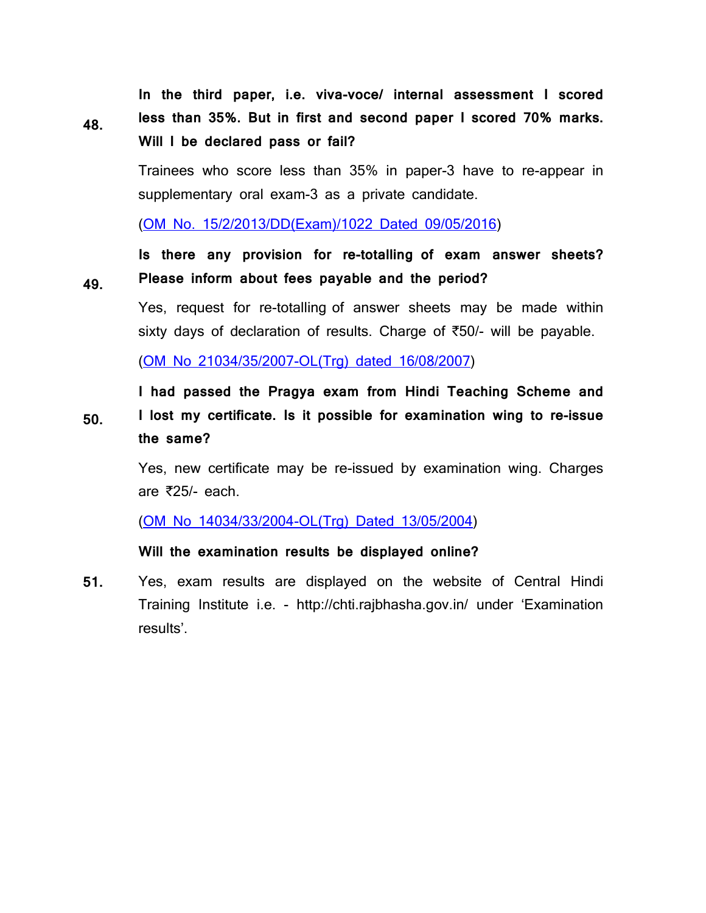**48.** **In the third paper, i.e. viva-voce/ internal assessment I scored less than 35%. But in first and second paper I scored 70% marks. Will I be declared pass or fail?**

Trainees who score less than 35% in paper-3 have to re-appear in supplementary oral exam-3 as a private candidate.

(OM No. 15/2/2013/DD(Exam)/1022 Dated 09/05/2016)

**49.** **Is there any provision for re-totalling of exam answer sheets? Please inform about fees payable and the period?**

Yes, request for re-totalling of answer sheets may be made within sixty days of declaration of results. Charge of ₹50/- will be payable.

(OM No 21034/35/2007-OL(Trg) dated 16/08/2007)

**50.** **I had passed the Pragya exam from Hindi Teaching Scheme and I lost my certificate. Is it possible for examination wing to re-issue the same?**

Yes, new certificate may be re-issued by examination wing. Charges are ₹25/- each.

(OM No 14034/33/2004-OL(Trg) Dated 13/05/2004)

**51.** **Will the examination results be displayed online?**

Yes, exam results are displayed on the website of Central Hindi Training Institute i.e. - http://chti.rajbhasha.gov.in/ under 'Examination results'.